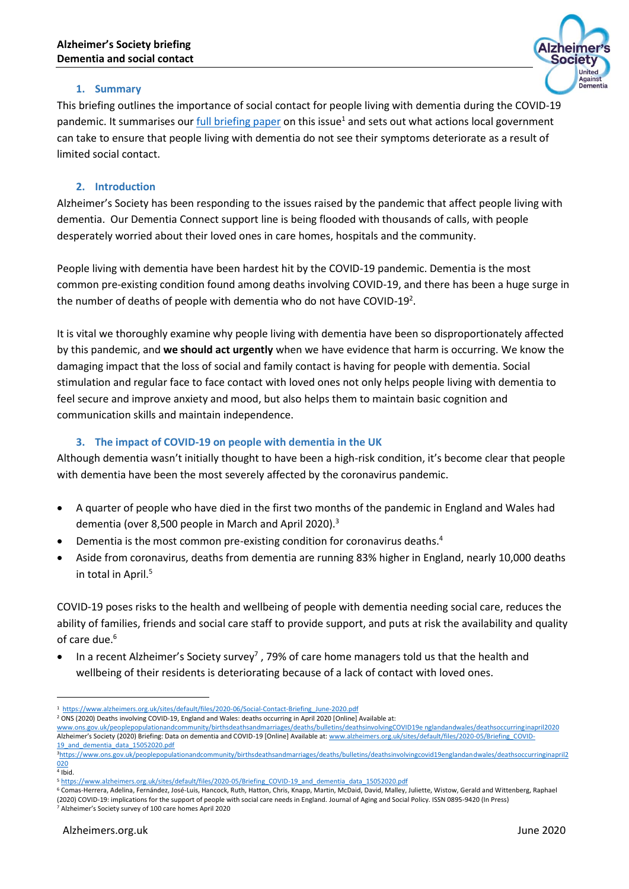**Alzheimer's Society briefing**
**Dementia and social contact**

## 1. Summary

This briefing outlines the importance of social contact for people living with dementia during the COVID-19 pandemic. It summarises our full briefing paper on this issue[1] and sets out what actions local government can take to ensure that people living with dementia do not see their symptoms deteriorate as a result of limited social contact.

## 2. Introduction

Alzheimer's Society has been responding to the issues raised by the pandemic that affect people living with dementia. Our Dementia Connect support line is being flooded with thousands of calls, with people desperately worried about their loved ones in care homes, hospitals and the community.

People living with dementia have been hardest hit by the COVID-19 pandemic. Dementia is the most common pre-existing condition found among deaths involving COVID-19, and there has been a huge surge in the number of deaths of people with dementia who do not have COVID-19[2].

It is vital we thoroughly examine why people living with dementia have been so disproportionately affected by this pandemic, and **we should act urgently** when we have evidence that harm is occurring. We know the damaging impact that the loss of social and family contact is having for people with dementia. Social stimulation and regular face to face contact with loved ones not only helps people living with dementia to feel secure and improve anxiety and mood, but also helps them to maintain basic cognition and communication skills and maintain independence.

## 3. The impact of COVID-19 on people with dementia in the UK

Although dementia wasn't initially thought to have been a high-risk condition, it's become clear that people with dementia have been the most severely affected by the coronavirus pandemic.

- A quarter of people who have died in the first two months of the pandemic in England and Wales had dementia (over 8,500 people in March and April 2020).[3]
- Dementia is the most common pre-existing condition for coronavirus deaths.[4]
- Aside from coronavirus, deaths from dementia are running 83% higher in England, nearly 10,000 deaths in total in April.[5]

COVID-19 poses risks to the health and wellbeing of people with dementia needing social care, reduces the ability of families, friends and social care staff to provide support, and puts at risk the availability and quality of care due.[6]

- In a recent Alzheimer's Society survey[7] , 79% of care home managers told us that the health and wellbeing of their residents is deteriorating because of a lack of contact with loved ones.

---

[1] https://www.alzheimers.org.uk/sites/default/files/2020-06/Social-Contact-Briefing_June-2020.pdf

[2] ONS (2020) Deaths involving COVID-19, England and Wales: deaths occurring in April 2020 [Online] Available at: www.ons.gov.uk/peoplepopulationandcommunity/birthsdeathsandmarriages/deaths/bulletins/deathsinvolvingCOVID19e nglandandwales/deathsoccurringinapril2020
Alzheimer's Society (2020) Briefing: Data on dementia and COVID-19 [Online] Available at: www.alzheimers.org.uk/sites/default/files/2020-05/Briefing_COVID-19_and_dementia_data_15052020.pdf

[3] https://www.ons.gov.uk/peoplepopulationandcommunity/birthsdeathsandmarriages/deaths/bulletins/deathsinvolvingcovid19englandandwales/deathsoccurringinapril2020

[4] Ibid.

[5] https://www.alzheimers.org.uk/sites/default/files/2020-05/Briefing_COVID-19_and_dementia_data_15052020.pdf

[6] Comas-Herrera, Adelina, Fernández, José-Luis, Hancock, Ruth, Hatton, Chris, Knapp, Martin, McDaid, David, Malley, Juliette, Wistow, Gerald and Wittenberg, Raphael (2020) COVID-19: implications for the support of people with social care needs in England. Journal of Aging and Social Policy. ISSN 0895-9420 (In Press)

[7] Alzheimer's Society survey of 100 care homes April 2020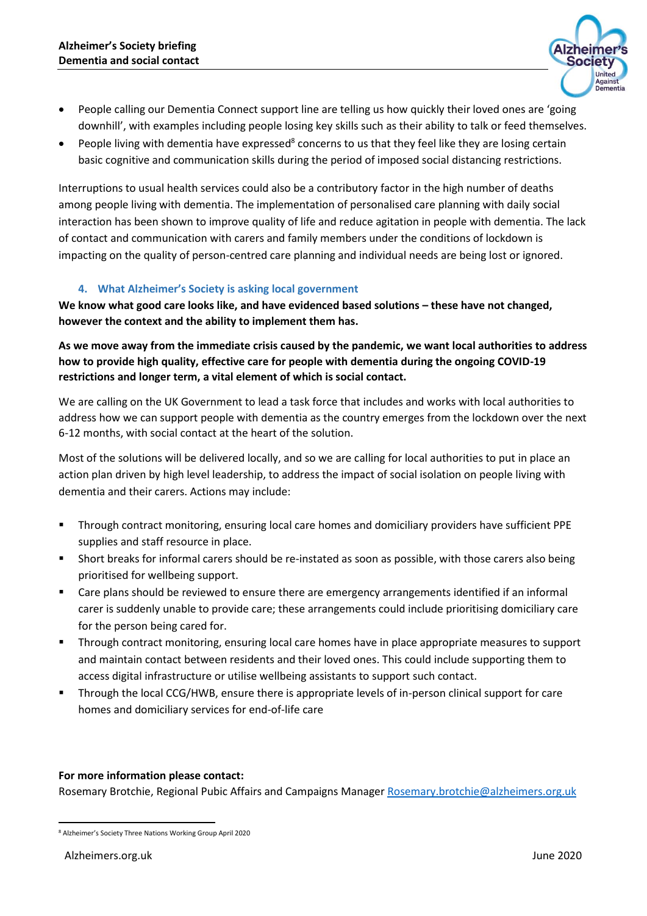- People calling our Dementia Connect support line are telling us how quickly their loved ones are 'going downhill', with examples including people losing key skills such as their ability to talk or feed themselves.
- People living with dementia have expressed[8] concerns to us that they feel like they are losing certain basic cognitive and communication skills during the period of imposed social distancing restrictions.

Interruptions to usual health services could also be a contributory factor in the high number of deaths among people living with dementia. The implementation of personalised care planning with daily social interaction has been shown to improve quality of life and reduce agitation in people with dementia. The lack of contact and communication with carers and family members under the conditions of lockdown is impacting on the quality of person-centred care planning and individual needs are being lost or ignored.

## 4. What Alzheimer's Society is asking local government

**We know what good care looks like, and have evidenced based solutions – these have not changed, however the context and the ability to implement them has.**

**As we move away from the immediate crisis caused by the pandemic, we want local authorities to address how to provide high quality, effective care for people with dementia during the ongoing COVID-19 restrictions and longer term, a vital element of which is social contact.**

We are calling on the UK Government to lead a task force that includes and works with local authorities to address how we can support people with dementia as the country emerges from the lockdown over the next 6-12 months, with social contact at the heart of the solution.

Most of the solutions will be delivered locally, and so we are calling for local authorities to put in place an action plan driven by high level leadership, to address the impact of social isolation on people living with dementia and their carers. Actions may include:

- Through contract monitoring, ensuring local care homes and domiciliary providers have sufficient PPE supplies and staff resource in place.
- Short breaks for informal carers should be re-instated as soon as possible, with those carers also being prioritised for wellbeing support.
- Care plans should be reviewed to ensure there are emergency arrangements identified if an informal carer is suddenly unable to provide care; these arrangements could include prioritising domiciliary care for the person being cared for.
- Through contract monitoring, ensuring local care homes have in place appropriate measures to support and maintain contact between residents and their loved ones. This could include supporting them to access digital infrastructure or utilise wellbeing assistants to support such contact.
- Through the local CCG/HWB, ensure there is appropriate levels of in-person clinical support for care homes and domiciliary services for end-of-life care

**For more information please contact:**
Rosemary Brotchie, Regional Pubic Affairs and Campaigns Manager [Rosemary.brotchie@alzheimers.org.uk](mailto:Rosemary.brotchie@alzheimers.org.uk)

[8] Alzheimer's Society Three Nations Working Group April 2020